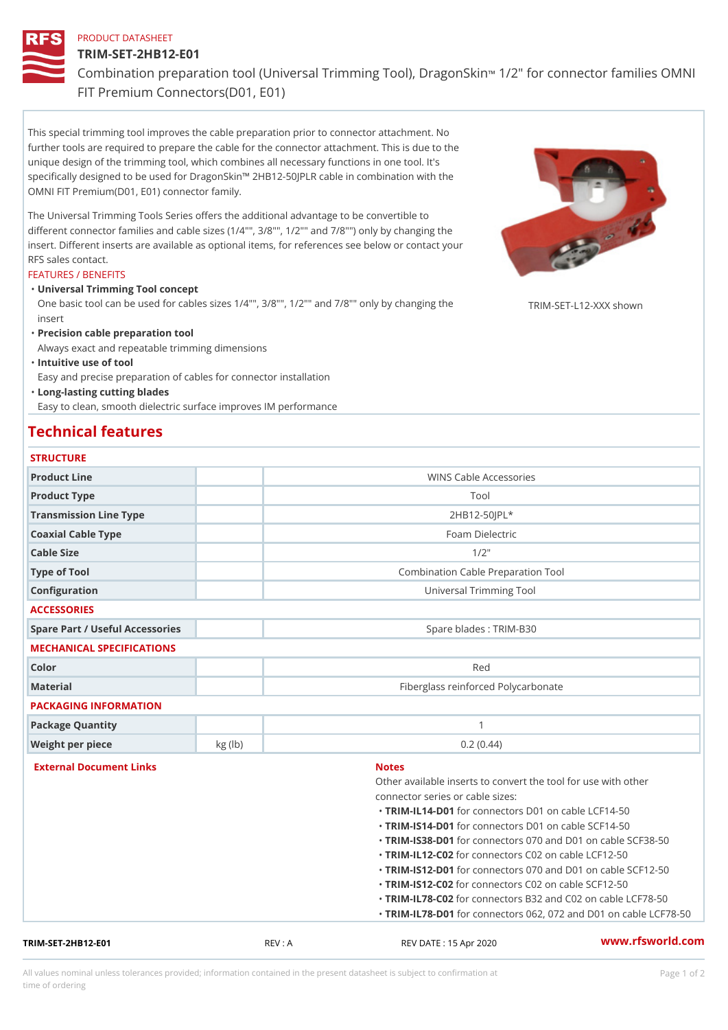PRODUCT DATASHEET

# TRIM-SET-2HB12-E01

Combination preparation tool (Universal Trimming Tool), DragonSkin™ 1/2" for connector families OMNI FIT Premium Connectors(D01, E01)

This special trimming tool improves the cable preparation prior to connector attachment. No further tools are required to prepare the cable for the connector attachment. This is due to the unique design of the trimming tool, which combines all necessary functions in one tool. It's specifically designed to be used for DragonSkin™ 2HB12-50JPLR cable in combination with the OMNI FIT Premium(D01, E01) connector family.

The Universal Trimming Tools Series offers the additional advantage to be convertible to different connector families and cable sizes (1/4"", 3/8"", 1/2"" and 7/8"") only by changing the insert. Different inserts are available as optional items, for references see below or contact your RFS sales contact.

TRIM-SET-L12-XXX shown

## FEATURES / BENEFITS

- **Universal Trimming Tool concept**
  One basic tool can be used for cables sizes 1/4"", 3/8"", 1/2"" and 7/8"" only by changing the insert
- **Precision cable preparation tool**
  Always exact and repeatable trimming dimensions
- **Intuitive use of tool**
  Easy and precise preparation of cables for connector installation
- **Long-lasting cutting blades**
  Easy to clean, smooth dielectric surface improves IM performance

## Technical features

### STRUCTURE

| | | |
|---|---|---|
| Product Line | | WINS Cable Accessories |
| Product Type | | Tool |
| Transmission Line Type | | 2HB12-50JPL* |
| Coaxial Cable Type | | Foam Dielectric |
| Cable Size | | 1/2" |
| Type of Tool | | Combination Cable Preparation Tool |
| Configuration | | Universal Trimming Tool |

### ACCESSORIES

| | | |
|---|---|---|
| Spare Part / Useful Accessories | | Spare blades : TRIM-B30 |

### MECHANICAL SPECIFICATIONS

| | | |
|---|---|---|
| Color | | Red |
| Material | | Fiberglass reinforced Polycarbonate |

### PACKAGING INFORMATION

| | | |
|---|---|---|
| Package Quantity | | 1 |
| Weight per piece | kg (lb) | 0.2 (0.44) |

### External Document Links

### Notes

Other available inserts to convert the tool for use with other connector series or cable sizes:

- **TRIM-IL14-D01** for connectors D01 on cable LCF14-50
- **TRIM-IS14-D01** for connectors D01 on cable SCF14-50
- **TRIM-IS38-D01** for connectors 070 and D01 on cable SCF38-50
- **TRIM-IL12-C02** for connectors C02 on cable LCF12-50
- **TRIM-IS12-D01** for connectors 070 and D01 on cable SCF12-50
- **TRIM-IS12-C02** for connectors C02 on cable SCF12-50
- **TRIM-IL78-C02** for connectors B32 and C02 on cable LCF78-50
- **TRIM-IL78-D01** for connectors 062, 072 and D01 on cable LCF78-50

TRIM-SET-2HB12-E01 REV : A REV DATE : 15 Apr 2020 www.rfsworld.com

All values nominal unless tolerances provided; information contained in the present datasheet is subject to confirmation at time of ordering